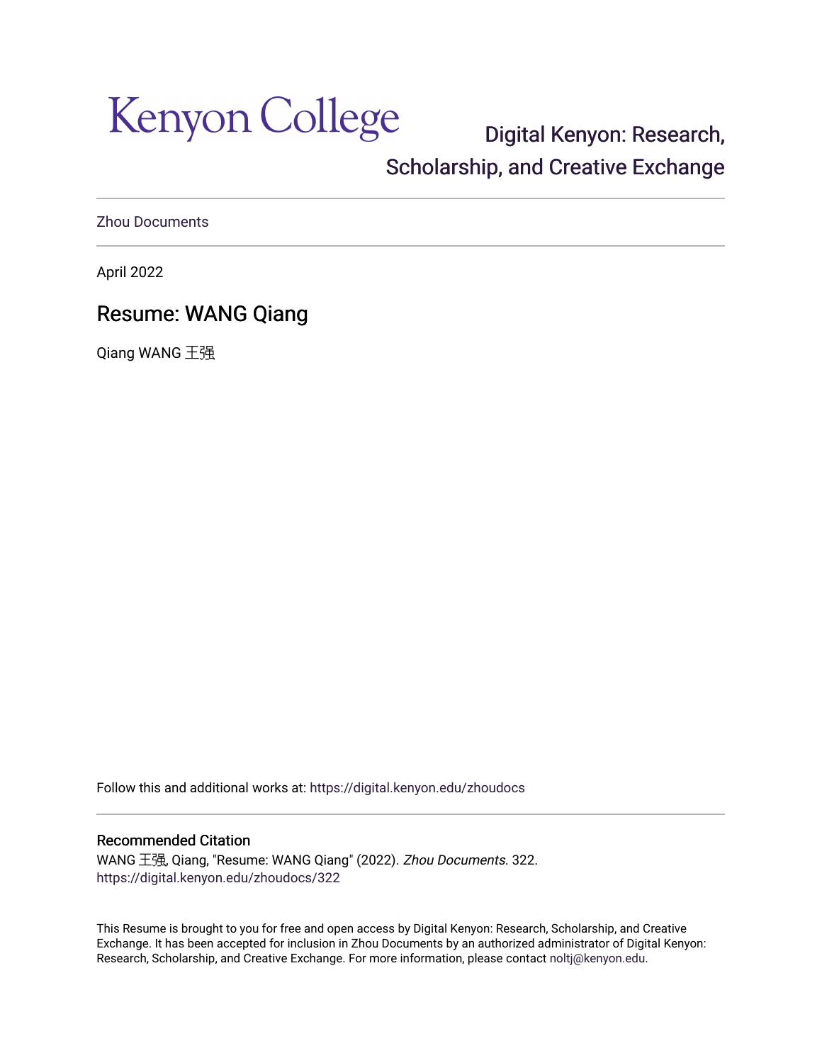Kenyon College

Digital Kenyon: Research, Scholarship, and Creative Exchange

Zhou Documents

April 2022

# Resume: WANG Qiang

Qiang WANG 王强

Follow this and additional works at: https://digital.kenyon.edu/zhoudocs

### Recommended Citation

WANG 王强, Qiang, "Resume: WANG Qiang" (2022). *Zhou Documents*. 322.
https://digital.kenyon.edu/zhoudocs/322

This Resume is brought to you for free and open access by Digital Kenyon: Research, Scholarship, and Creative Exchange. It has been accepted for inclusion in Zhou Documents by an authorized administrator of Digital Kenyon: Research, Scholarship, and Creative Exchange. For more information, please contact noltj@kenyon.edu.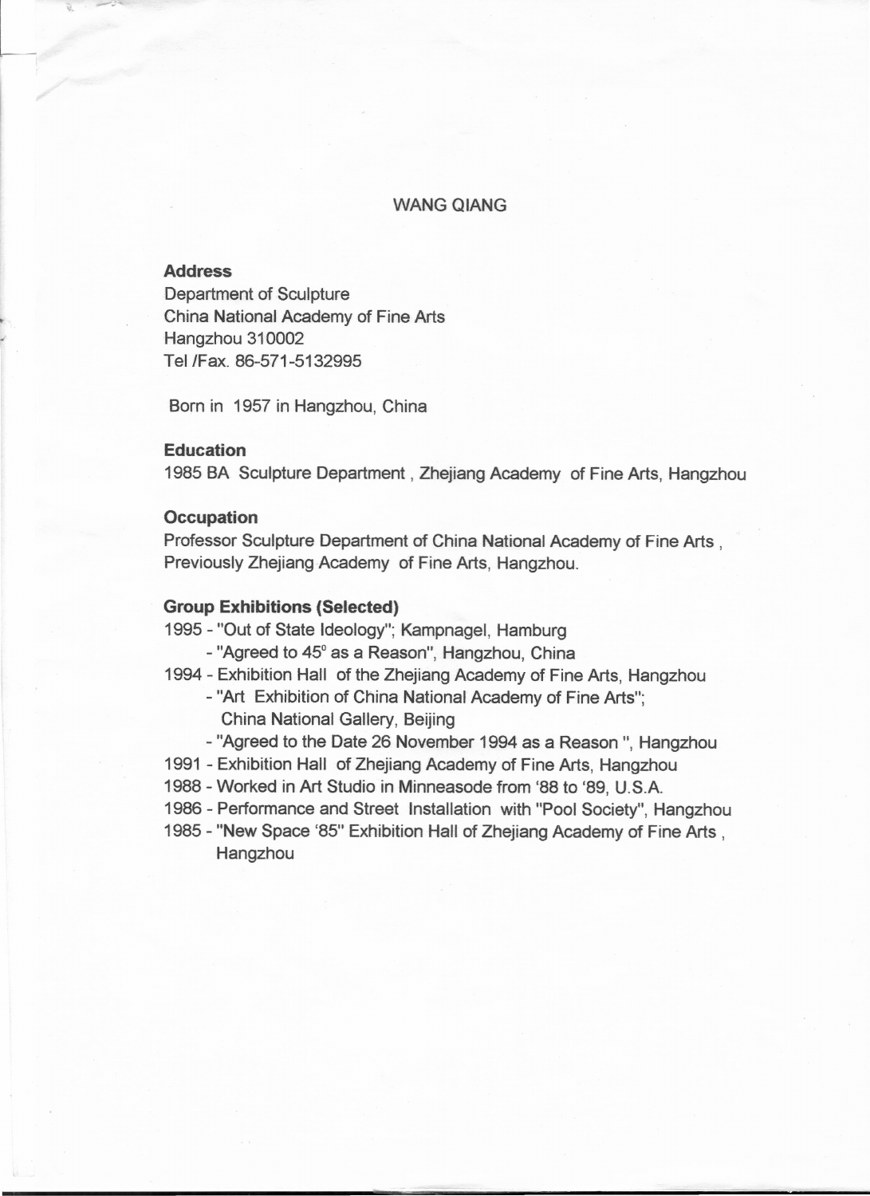WANG QIANG

**Address**

Department of Sculpture
China National Academy of Fine Arts
Hangzhou 310002
Tel /Fax. 86-571-5132995

Born in 1957 in Hangzhou, China

**Education**

1985 BA Sculpture Department , Zhejiang Academy of Fine Arts, Hangzhou

**Occupation**

Professor Sculpture Department of China National Academy of Fine Arts , Previously Zhejiang Academy of Fine Arts, Hangzhou.

**Group Exhibitions (Selected)**

1995 - "Out of State Ideology"; Kampnagel, Hamburg
- "Agreed to 45° as a Reason", Hangzhou, China

1994 - Exhibition Hall of the Zhejiang Academy of Fine Arts, Hangzhou
- "Art Exhibition of China National Academy of Fine Arts"; China National Gallery, Beijing
- "Agreed to the Date 26 November 1994 as a Reason ", Hangzhou

1991 - Exhibition Hall of Zhejiang Academy of Fine Arts, Hangzhou

1988 - Worked in Art Studio in Minneasode from '88 to '89, U.S.A.

1986 - Performance and Street Installation with "Pool Society", Hangzhou

1985 - "New Space '85" Exhibition Hall of Zhejiang Academy of Fine Arts , Hangzhou